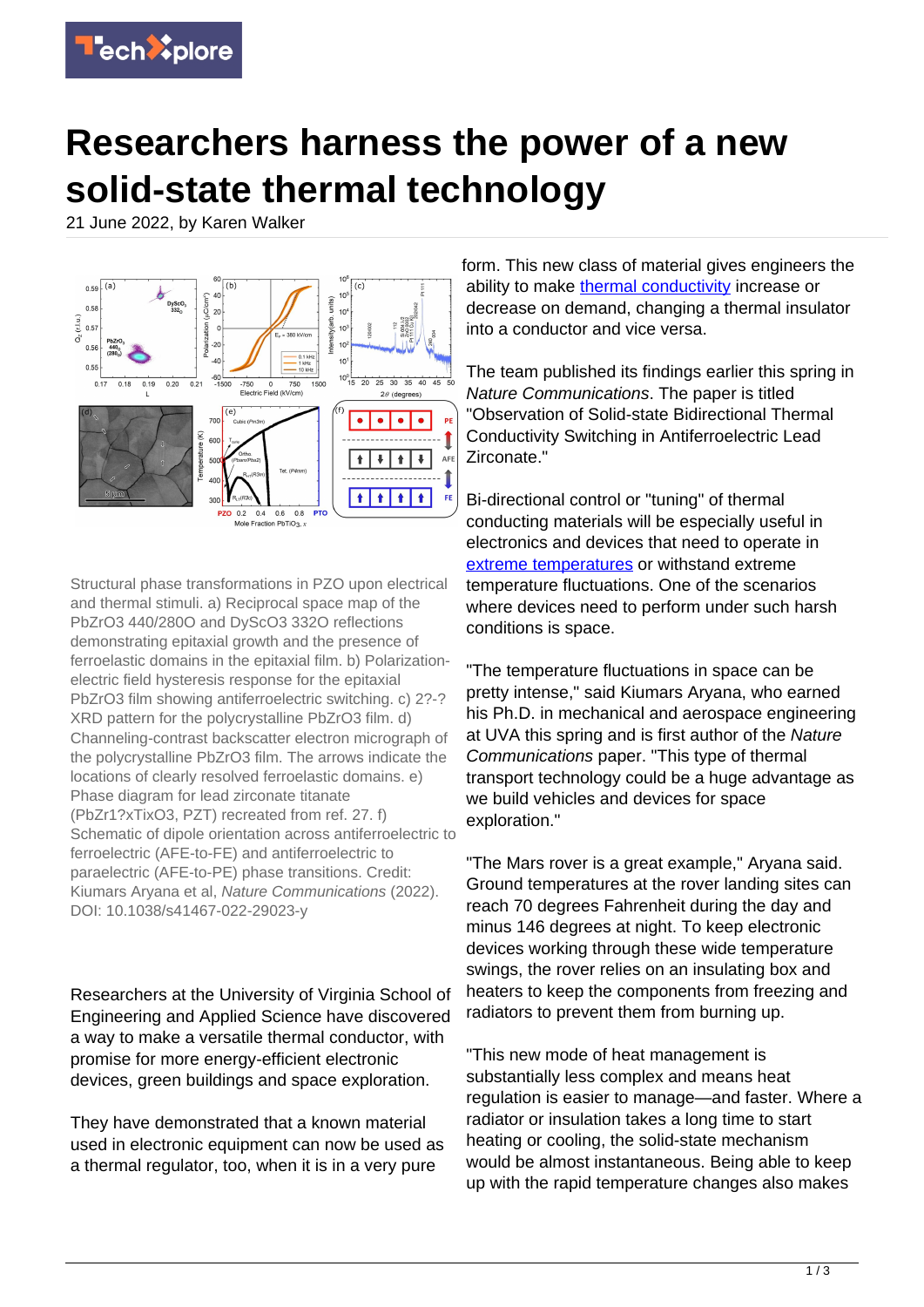# Researchers harness the power of a new solid-state thermal technology

21 June 2022, by Karen Walker

Structural phase transformations in PZO upon electrical and thermal stimuli. a) Reciprocal space map of the PbZrO3 440/280O and DyScO3 332O reflections demonstrating epitaxial growth and the presence of ferroelastic domains in the epitaxial film. b) Polarization-electric field hysteresis response for the epitaxial PbZrO3 film showing antiferroelectric switching. c) 2?-? XRD pattern for the polycrystalline PbZrO3 film. d) Channeling-contrast backscatter electron micrograph of the polycrystalline PbZrO3 film. The arrows indicate the locations of clearly resolved ferroelastic domains. e) Phase diagram for lead zirconate titanate (PbZr1?xTixO3, PZT) recreated from ref. 27. f) Schematic of dipole orientation across antiferroelectric to ferroelectric (AFE-to-FE) and antiferroelectric to paraelectric (AFE-to-PE) phase transitions. Credit: Kiumars Aryana et al, *Nature Communications* (2022). DOI: 10.1038/s41467-022-29023-y

Researchers at the University of Virginia School of Engineering and Applied Science have discovered a way to make a versatile thermal conductor, with promise for more energy-efficient electronic devices, green buildings and space exploration.

They have demonstrated that a known material used in electronic equipment can now be used as a thermal regulator, too, when it is in a very pure form. This new class of material gives engineers the ability to make thermal conductivity increase or decrease on demand, changing a thermal insulator into a conductor and vice versa.

The team published its findings earlier this spring in *Nature Communications*. The paper is titled "Observation of Solid-state Bidirectional Thermal Conductivity Switching in Antiferroelectric Lead Zirconate."

Bi-directional control or "tuning" of thermal conducting materials will be especially useful in electronics and devices that need to operate in extreme temperatures or withstand extreme temperature fluctuations. One of the scenarios where devices need to perform under such harsh conditions is space.

"The temperature fluctuations in space can be pretty intense," said Kiumars Aryana, who earned his Ph.D. in mechanical and aerospace engineering at UVA this spring and is first author of the *Nature Communications* paper. "This type of thermal transport technology could be a huge advantage as we build vehicles and devices for space exploration."

"The Mars rover is a great example," Aryana said. Ground temperatures at the rover landing sites can reach 70 degrees Fahrenheit during the day and minus 146 degrees at night. To keep electronic devices working through these wide temperature swings, the rover relies on an insulating box and heaters to keep the components from freezing and radiators to prevent them from burning up.

"This new mode of heat management is substantially less complex and means heat regulation is easier to manage—and faster. Where a radiator or insulation takes a long time to start heating or cooling, the solid-state mechanism would be almost instantaneous. Being able to keep up with the rapid temperature changes also makes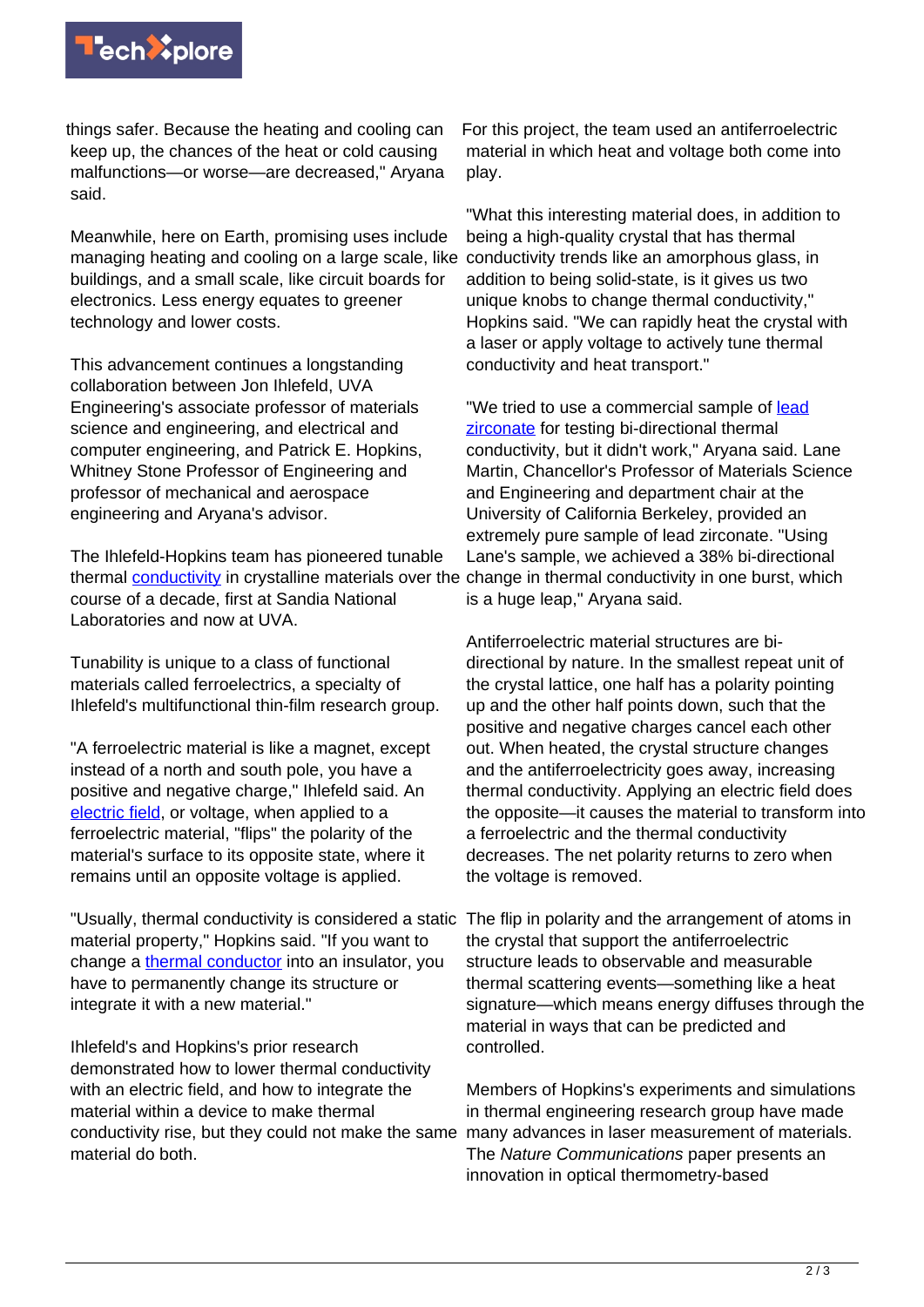things safer. Because the heating and cooling can keep up, the chances of the heat or cold causing malfunctions—or worse—are decreased," Aryana said.

Meanwhile, here on Earth, promising uses include managing heating and cooling on a large scale, like buildings, and a small scale, like circuit boards for electronics. Less energy equates to greener technology and lower costs.

This advancement continues a longstanding collaboration between Jon Ihlefeld, UVA Engineering's associate professor of materials science and engineering, and electrical and computer engineering, and Patrick E. Hopkins, Whitney Stone Professor of Engineering and professor of mechanical and aerospace engineering and Aryana's advisor.

The Ihlefeld-Hopkins team has pioneered tunable thermal conductivity in crystalline materials over the course of a decade, first at Sandia National Laboratories and now at UVA.

Tunability is unique to a class of functional materials called ferroelectrics, a specialty of Ihlefeld's multifunctional thin-film research group.

"A ferroelectric material is like a magnet, except instead of a north and south pole, you have a positive and negative charge," Ihlefeld said. An electric field, or voltage, when applied to a ferroelectric material, "flips" the polarity of the material's surface to its opposite state, where it remains until an opposite voltage is applied.

"Usually, thermal conductivity is considered a static material property," Hopkins said. "If you want to change a thermal conductor into an insulator, you have to permanently change its structure or integrate it with a new material."

Ihlefeld's and Hopkins's prior research demonstrated how to lower thermal conductivity with an electric field, and how to integrate the material within a device to make thermal conductivity rise, but they could not make the same material do both.

For this project, the team used an antiferroelectric material in which heat and voltage both come into play.

"What this interesting material does, in addition to being a high-quality crystal that has thermal conductivity trends like an amorphous glass, in addition to being solid-state, is it gives us two unique knobs to change thermal conductivity," Hopkins said. "We can rapidly heat the crystal with a laser or apply voltage to actively tune thermal conductivity and heat transport."

"We tried to use a commercial sample of lead zirconate for testing bi-directional thermal conductivity, but it didn't work," Aryana said. Lane Martin, Chancellor's Professor of Materials Science and Engineering and department chair at the University of California Berkeley, provided an extremely pure sample of lead zirconate. "Using Lane's sample, we achieved a 38% bi-directional change in thermal conductivity in one burst, which is a huge leap," Aryana said.

Antiferroelectric material structures are bi-directional by nature. In the smallest repeat unit of the crystal lattice, one half has a polarity pointing up and the other half points down, such that the positive and negative charges cancel each other out. When heated, the crystal structure changes and the antiferroelectricity goes away, increasing thermal conductivity. Applying an electric field does the opposite—it causes the material to transform into a ferroelectric and the thermal conductivity decreases. The net polarity returns to zero when the voltage is removed.

The flip in polarity and the arrangement of atoms in the crystal that support the antiferroelectric structure leads to observable and measurable thermal scattering events—something like a heat signature—which means energy diffuses through the material in ways that can be predicted and controlled.

Members of Hopkins's experiments and simulations in thermal engineering research group have made many advances in laser measurement of materials. The *Nature Communications* paper presents an innovation in optical thermometry-based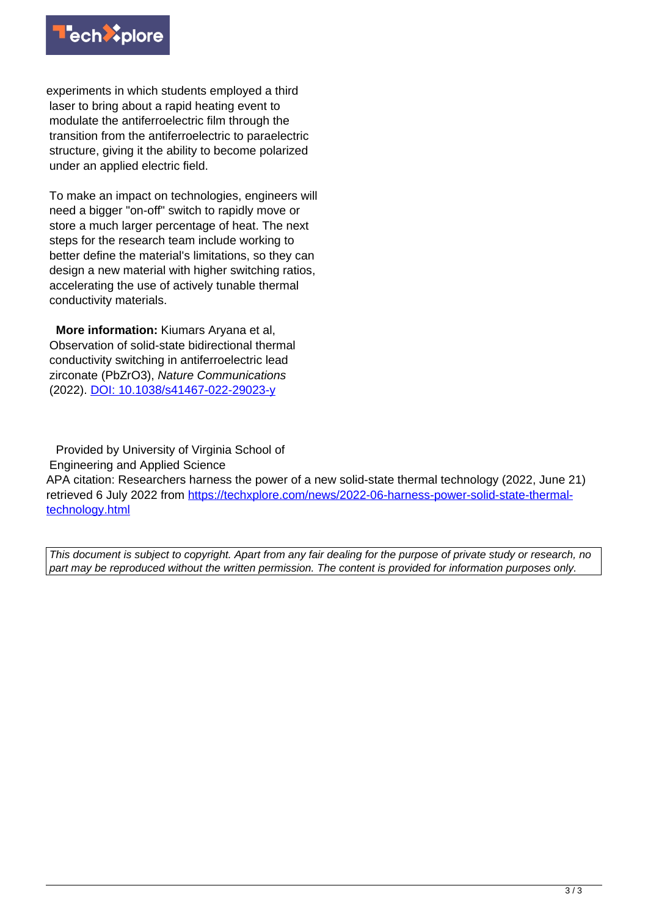experiments in which students employed a third laser to bring about a rapid heating event to modulate the antiferroelectric film through the transition from the antiferroelectric to paraelectric structure, giving it the ability to become polarized under an applied electric field.

To make an impact on technologies, engineers will need a bigger "on-off" switch to rapidly move or store a much larger percentage of heat. The next steps for the research team include working to better define the material's limitations, so they can design a new material with higher switching ratios, accelerating the use of actively tunable thermal conductivity materials.

**More information:** Kiumars Aryana et al, Observation of solid-state bidirectional thermal conductivity switching in antiferroelectric lead zirconate ($PbZrO_3$), *Nature Communications* (2022). [DOI: 10.1038/s41467-022-29023-y](https://dx.doi.org/10.1038/s41467-022-29023-y)

Provided by University of Virginia School of Engineering and Applied Science

APA citation: Researchers harness the power of a new solid-state thermal technology (2022, June 21) retrieved 6 July 2022 from [https://techxplore.com/news/2022-06-harness-power-solid-state-thermal-technology.html](https://techxplore.com/news/2022-06-harness-power-solid-state-thermal-technology.html)

*This document is subject to copyright. Apart from any fair dealing for the purpose of private study or research, no part may be reproduced without the written permission. The content is provided for information purposes only.*